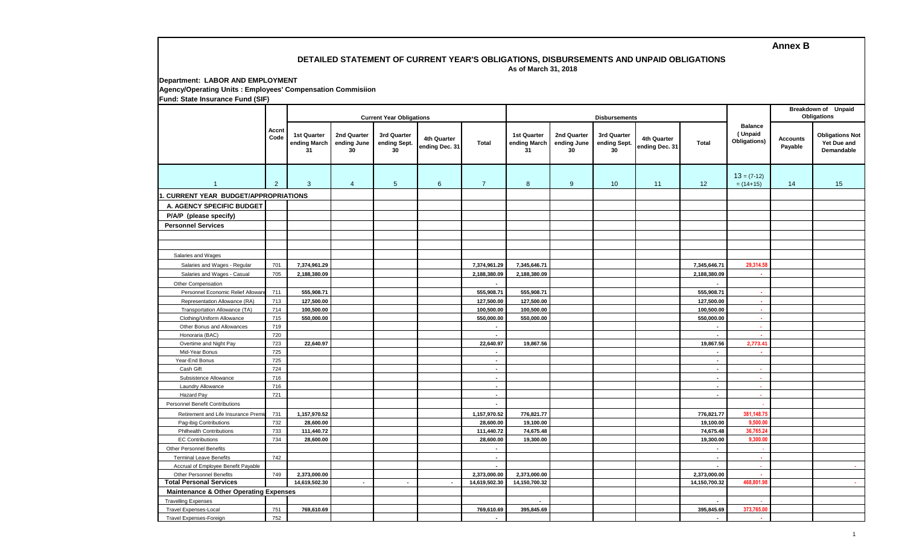Annex B

## DETAILED STATEMENT OF CURRENT YEAR'S OBLIGATIONS, DISBURSEMENTS AND UNPAID OBLIGATIONS

As of March 31, 2018

**Department: LABOR AND EMPLOYMENT**

**Agency/Operating Units : Employees' Compensation Commisiion**

**Fund: State Insurance Fund (SIF)**

| | Accnt Code | Current Year Obligations | | | | | Disbursements | | | | | Balance (Unpaid Obligations) | Breakdown of Unpaid Obligations | |
|---|---|---|---|---|---|---|---|---|---|---|---|---|---|---|
| | | 1st Quarter ending March 31 | 2nd Quarter ending June 30 | 3rd Quarter ending Sept. 30 | 4th Quarter ending Dec. 31 | Total | 1st Quarter ending March 31 | 2nd Quarter ending June 30 | 3rd Quarter ending Sept. 30 | 4th Quarter ending Dec. 31 | Total | | Accounts Payable | Obligations Not Yet Due and Demandable |
| 1 | 2 | 3 | 4 | 5 | 6 | 7 | 8 | 9 | 10 | 11 | 12 | 13 = (7-12) = (14+15) | 14 | 15 |
| **1. CURRENT YEAR BUDGET/APPROPRIATIONS** | | | | | | | | | | | | | | |
| **A. AGENCY SPECIFIC BUDGET** | | | | | | | | | | | | | | |
| **P/A/P (please specify)** | | | | | | | | | | | | | | |
| **Personnel Services** | | | | | | | | | | | | | | |
| | | | | | | | | | | | | | | |
| | | | | | | | | | | | | | | |
| Salaries and Wages | | | | | | | | | | | | | | |
| Salaries and Wages - Regular | 701 | 7,374,961.29 | | | | 7,374,961.29 | 7,345,646.71 | | | | 7,345,646.71 | 29,314.58 | | |
| Salaries and Wages - Casual | 705 | 2,188,380.09 | | | | 2,188,380.09 | 2,188,380.09 | | | | 2,188,380.09 | - | | |
| Other Compensation | | | | | | - | | | | | - | | | |
| Personnel Economic Relief Allowance | 711 | 555,908.71 | | | | 555,908.71 | 555,908.71 | | | | 555,908.71 | - | | |
| Representation Allowance (RA) | 713 | 127,500.00 | | | | 127,500.00 | 127,500.00 | | | | 127,500.00 | - | | |
| Transportation Allowance (TA) | 714 | 100,500.00 | | | | 100,500.00 | 100,500.00 | | | | 100,500.00 | - | | |
| Clothing/Uniform Allowance | 715 | 550,000.00 | | | | 550,000.00 | 550,000.00 | | | | 550,000.00 | - | | |
| Other Bonus and Allowances | 719 | | | | | - | | | | | - | - | | |
| Honoraria (BAC) | 720 | | | | | - | | | | | - | - | | |
| Overtime and Night Pay | 723 | 22,640.97 | | | | 22,640.97 | 19,867.56 | | | | 19,867.56 | 2,773.41 | | |
| Mid-Year Bonus | 725 | | | | | - | | | | | - | - | | |
| Year-End Bonus | 725 | | | | | - | | | | | - | | | |
| Cash Gift | 724 | | | | | - | | | | | - | - | | |
| Subsistence Allowance | 716 | | | | | - | | | | | - | - | | |
| Laundry Allowance | 716 | | | | | - | | | | | - | - | | |
| Hazard Pay | 721 | | | | | - | | | | | - | - | | |
| Personnel Benefit Contributions | | | | | | - | | | | | | - | | |
| Retirement and Life Insurance Premiums | 731 | 1,157,970.52 | | | | 1,157,970.52 | 776,821.77 | | | | 776,821.77 | 381,148.75 | | |
| Pag-ibig Contributions | 732 | 28,600.00 | | | | 28,600.00 | 19,100.00 | | | | 19,100.00 | 9,500.00 | | |
| Philhealth Contributions | 733 | 111,440.72 | | | | 111,440.72 | 74,675.48 | | | | 74,675.48 | 36,765.24 | | |
| EC Contributions | 734 | 28,600.00 | | | | 28,600.00 | 19,300.00 | | | | 19,300.00 | 9,300.00 | | |
| Other Personnel Benefits | | | | | | - | | | | | - | - | | |
| Terminal Leave Benefits | 742 | | | | | - | | | | | - | - | | |
| Accrual of Employee Benefit Payable | | | | | | - | | | | | - | - | | - |
| Other Personnel Benefits | 749 | 2,373,000.00 | | | | 2,373,000.00 | 2,373,000.00 | | | | 2,373,000.00 | - | | |
| **Total Personal Services** | | 14,619,502.30 | - | - | - | 14,619,502.30 | 14,150,700.32 | | | | 14,150,700.32 | 468,801.98 | | - |
| **Maintenance & Other Operating Expenses** | | | | | | | | | | | | | | |
| Travelling Expenses | | | | | | | - | | | | - | - | | |
| Travel Expenses-Local | 751 | 769,610.69 | | | | 769,610.69 | 395,845.69 | | | | 395,845.69 | 373,765.00 | | |
| Travel Expenses-Foreign | 752 | | | | | - | | | | | - | - | | |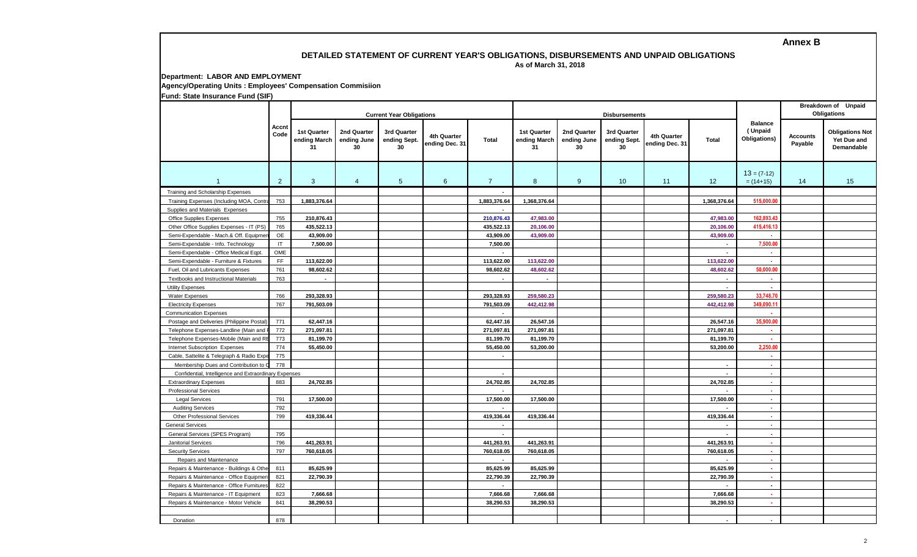**Annex B**

## DETAILED STATEMENT OF CURRENT YEAR'S OBLIGATIONS, DISBURSEMENTS AND UNPAID OBLIGATIONS

As of March 31, 2018

**Department: LABOR AND EMPLOYMENT**

**Agency/Operating Units : Employees' Compensation Commisiion**

**Fund: State Insurance Fund (SIF)**

| | Accnt Code | Current Year Obligations | | | | | Disbursements | | | | | Balance (Unpaid Obligations) | Breakdown of Unpaid Obligations | |
|---|---|---|---|---|---|---|---|---|---|---|---|---|---|---|
| | | 1st Quarter ending March 31 | 2nd Quarter ending June 30 | 3rd Quarter ending Sept. 30 | 4th Quarter ending Dec. 31 | Total | 1st Quarter ending March 31 | 2nd Quarter ending June 30 | 3rd Quarter ending Sept. 30 | 4th Quarter ending Dec. 31 | Total | | Accounts Payable | Obligations Not Yet Due and Demandable |
| 1 | 2 | 3 | 4 | 5 | 6 | 7 | 8 | 9 | 10 | 11 | 12 | 13 = (7-12) = (14+15) | 14 | 15 |
| Training and Scholarship Expenses | | | | | | - | | | | | | | | |
| Training Expenses (Including MOA, Contra | 753 | 1,883,376.64 | | | | 1,883,376.64 | 1,368,376.64 | | | | 1,368,376.64 | 515,000.00 | | |
| Supplies and Materials Expenses | | | | | | - | | | | | | | | |
| Office Supplies Expenses | 755 | 210,876.43 | | | | 210,876.43 | 47,983.00 | | | | 47,983.00 | 162,893.43 | | |
| Other Office Supplies Expenses - IT (PS) | 765 | 435,522.13 | | | | 435,522.13 | 20,106.00 | | | | 20,106.00 | 415,416.13 | | |
| Semi-Expendable - Mach.& Off. Equipmen | OE | 43,909.00 | | | | 43,909.00 | 43,909.00 | | | | 43,909.00 | - | | |
| Semi-Expendable - Info. Technology | IT | 7,500.00 | | | | 7,500.00 | | | | | - | 7,500.00 | | |
| Semi-Expendable - Office Medical Eqpt. | OME | | | | | - | | | | | - | - | | |
| Semi-Expendable - Furniture & Fixtures | FF | 113,622.00 | | | | 113,622.00 | 113,622.00 | | | | 113,622.00 | - | | |
| Fuel, Oil and Lubricants Expenses | 761 | 98,602.62 | | | | 98,602.62 | 48,602.62 | | | | 48,602.62 | 50,000.00 | | |
| Textbooks and Instructional Materials | 763 | - | | | | - | - | | | | - | - | | |
| Utility Expenses | | | | | | | | | | | - | - | | |
| Water Expenses | 766 | 293,328.93 | | | | 293,328.93 | 259,580.23 | | | | 259,580.23 | 33,748.70 | | |
| Electricity Expenses | 767 | 791,503.09 | | | | 791,503.09 | 442,412.98 | | | | 442,412.98 | 349,090.11 | | |
| Communication Expenses | | | | | | - | | | | | | - | | |
| Postage and Deliveries (Philippine Postal) | 771 | 62,447.16 | | | | 62,447.16 | 26,547.16 | | | | 26,547.16 | 35,900.00 | | |
| Telephone Expenses-Landline (Main and F | 772 | 271,097.81 | | | | 271,097.81 | 271,097.81 | | | | 271,097.81 | - | | |
| Telephone Expenses-Mobile (Main and RE | 773 | 81,199.70 | | | | 81,199.70 | 81,199.70 | | | | 81,199.70 | - | | |
| Internet Subscription Expenses | 774 | 55,450.00 | | | | 55,450.00 | 53,200.00 | | | | 53,200.00 | 2,250.00 | | |
| Cable, Sattelite & Telegraph & Radio Expe | 775 | | | | | - | | | | | | - | | |
| Membership Dues and Contribution to O | 778 | | | | | | | | | | - | - | | |
| Confidential, Intelligence and Extraordinary Expenses | | | | | | - | | | | | - | - | | |
| Extraordinary Expenses | 883 | 24,702.85 | | | | 24,702.85 | 24,702.85 | | | | 24,702.85 | - | | |
| Professional Services | | | | | | - | | | | | - | - | | |
| Legal Services | 791 | 17,500.00 | | | | 17,500.00 | 17,500.00 | | | | 17,500.00 | - | | |
| Auditing Services | 792 | | | | | - | | | | | - | - | | |
| Other Professional Services | 799 | 419,336.44 | | | | 419,336.44 | 419,336.44 | | | | 419,336.44 | - | | |
| General Services | | | | | | - | | | | | - | - | | |
| General Services (SPES Program) | 795 | | | | | - | | | | | - | - | | |
| Janitorial Services | 796 | 441,263.91 | | | | 441,263.91 | 441,263.91 | | | | 441,263.91 | - | | |
| Security Services | 797 | 760,618.05 | | | | 760,618.05 | 760,618.05 | | | | 760,618.05 | - | | |
| Repairs and Maintenance | | | | | | - | | | | | - | - | | |
| Repairs & Maintenance - Buildings & Othe | 811 | 85,625.99 | | | | 85,625.99 | 85,625.99 | | | | 85,625.99 | - | | |
| Repairs & Maintenance - Office Equipmen | 821 | 22,790.39 | | | | 22,790.39 | 22,790.39 | | | | 22,790.39 | - | | |
| Repairs & Maintenance - Office Furnitures | 822 | | | | | - | | | | | - | - | | |
| Repairs & Maintenance - IT Equipment | 823 | 7,666.68 | | | | 7,666.68 | 7,666.68 | | | | 7,666.68 | - | | |
| Repairs & Maintenance - Motor Vehicle | 841 | 38,290.53 | | | | 38,290.53 | 38,290.53 | | | | 38,290.53 | - | | |
| | | | | | | | | | | | | | | |
| Donation | 878 | | | | | | | | | | - | - | | |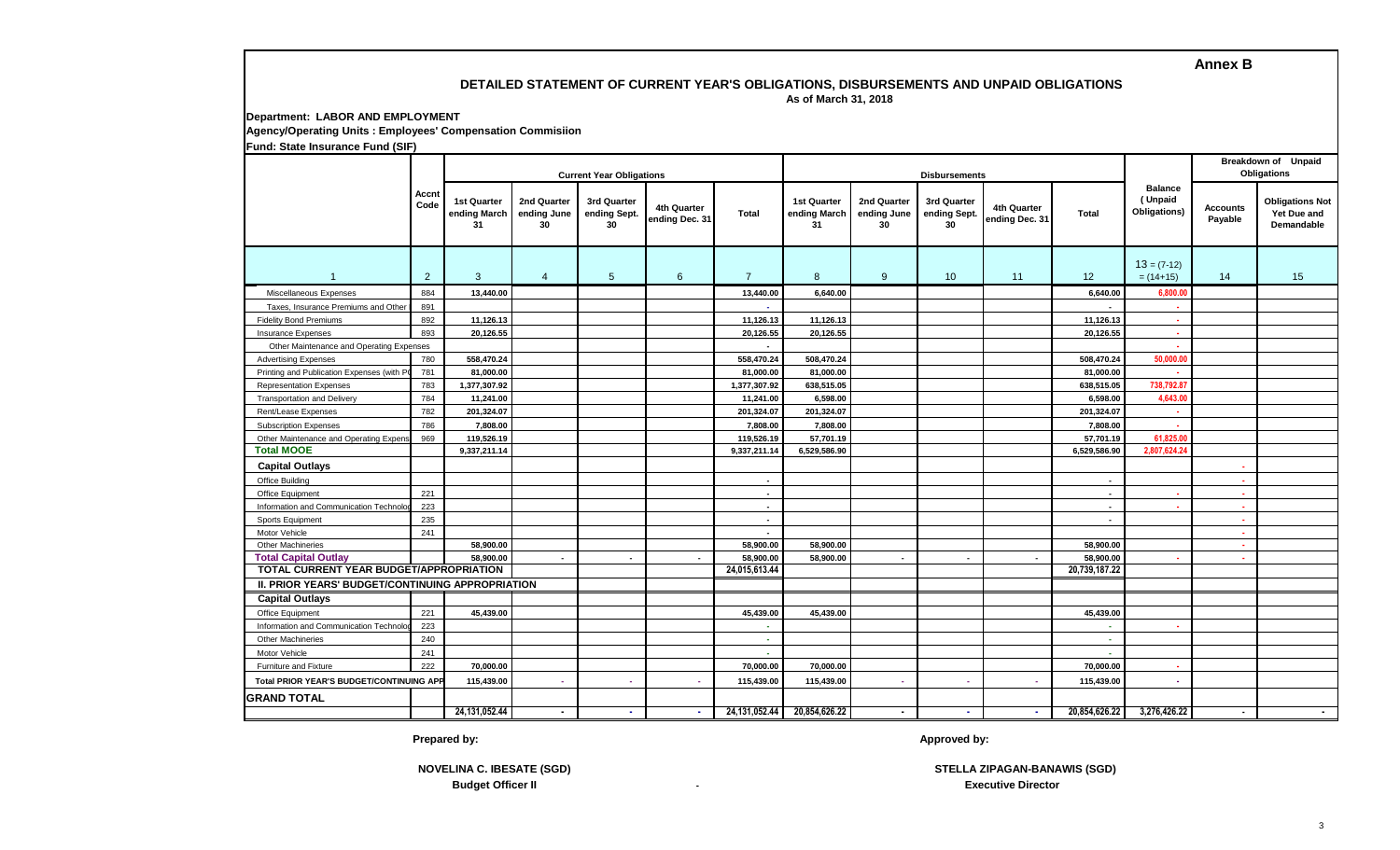**Annex B**

## DETAILED STATEMENT OF CURRENT YEAR'S OBLIGATIONS, DISBURSEMENTS AND UNPAID OBLIGATIONS

**As of March 31, 2018**

**Department: LABOR AND EMPLOYMENT**

**Agency/Operating Units : Employees' Compensation Commisiion**

**Fund: State Insurance Fund (SIF)**

| | Accnt Code | Current Year Obligations | | | | | Disbursements | | | | | Balance (Unpaid Obligations) | Breakdown of Unpaid Obligations | |
|---|---|---|---|---|---|---|---|---|---|---|---|---|---|---|
| | | 1st Quarter ending March 31 | 2nd Quarter ending June 30 | 3rd Quarter ending Sept. 30 | 4th Quarter ending Dec. 31 | Total | 1st Quarter ending March 31 | 2nd Quarter ending June 30 | 3rd Quarter ending Sept. 30 | 4th Quarter ending Dec. 31 | Total | | Accounts Payable | Obligations Not Yet Due and Demandable |
| 1 | 2 | 3 | 4 | 5 | 6 | 7 | 8 | 9 | 10 | 11 | 12 | 13 = (7-12) = (14+15) | 14 | 15 |
| Miscellaneous Expenses | 884 | 13,440.00 | | | | 13,440.00 | 6,640.00 | | | | 6,640.00 | 6,800.00 | | |
| Taxes, Insurance Premiums and Other | 891 | | | | | - | | | | | - | - | | |
| Fidelity Bond Premiums | 892 | 11,126.13 | | | | 11,126.13 | 11,126.13 | | | | 11,126.13 | - | | |
| Insurance Expenses | 893 | 20,126.55 | | | | 20,126.55 | 20,126.55 | | | | 20,126.55 | - | | |
| Other Maintenance and Operating Expenses | | | | | | - | | | | | | - | | |
| Advertising Expenses | 780 | 558,470.24 | | | | 558,470.24 | 508,470.24 | | | | 508,470.24 | 50,000.00 | | |
| Printing and Publication Expenses (with P | 781 | 81,000.00 | | | | 81,000.00 | 81,000.00 | | | | 81,000.00 | - | | |
| Representation Expenses | 783 | 1,377,307.92 | | | | 1,377,307.92 | 638,515.05 | | | | 638,515.05 | 738,792.87 | | |
| Transportation and Delivery | 784 | 11,241.00 | | | | 11,241.00 | 6,598.00 | | | | 6,598.00 | 4,643.00 | | |
| Rent/Lease Expenses | 782 | 201,324.07 | | | | 201,324.07 | 201,324.07 | | | | 201,324.07 | - | | |
| Subscription Expenses | 786 | 7,808.00 | | | | 7,808.00 | 7,808.00 | | | | 7,808.00 | - | | |
| Other Maintenance and Operating Expens | 969 | 119,526.19 | | | | 119,526.19 | 57,701.19 | | | | 57,701.19 | 61,825.00 | | |
| **Total MOOE** | | 9,337,211.14 | | | | 9,337,211.14 | 6,529,586.90 | | | | 6,529,586.90 | 2,807,624.24 | | |
| **Capital Outlays** | | | | | | | | | | | | | - | |
| Office Building | | | | | | - | | | | | - | | - | |
| Office Equipment | 221 | | | | | - | | | | | - | - | - | |
| Information and Communication Technolog | 223 | | | | | - | | | | | - | - | - | |
| Sports Equipment | 235 | | | | | - | | | | | - | | - | |
| Motor Vehicle | 241 | | | | | - | | | | | | | - | |
| Other Machineries | | 58,900.00 | | | | 58,900.00 | 58,900.00 | | | | 58,900.00 | | - | |
| **Total Capital Outlay** | | 58,900.00 | - | - | - | 58,900.00 | 58,900.00 | - | - | - | 58,900.00 | - | - | |
| **TOTAL CURRENT YEAR BUDGET/APPROPRIATION** | | | | | | 24,015,613.44 | | | | | 20,739,187.22 | | | |
| **II. PRIOR YEARS' BUDGET/CONTINUING APPROPRIATION** | | | | | | | | | | | | | | |
| **Capital Outlays** | | | | | | | | | | | | | | |
| Office Equipment | 221 | 45,439.00 | | | | 45,439.00 | 45,439.00 | | | | 45,439.00 | | | |
| Information and Communication Technolog | 223 | | | | | - | | | | | - | - | | |
| Other Machineries | 240 | | | | | - | | | | | - | | | |
| Motor Vehicle | 241 | | | | | - | | | | | - | | | |
| Furniture and Fixture | 222 | 70,000.00 | | | | 70,000.00 | 70,000.00 | | | | 70,000.00 | - | | |
| **Total PRIOR YEAR'S BUDGET/CONTINUING APP** | | 115,439.00 | - | - | - | 115,439.00 | 115,439.00 | - | - | - | 115,439.00 | - | | |
| **GRAND TOTAL** | | | | | | | | | | | | | | |
| | | 24,131,052.44 | - | - | - | 24,131,052.44 | 20,854,626.22 | - | - | - | 20,854,626.22 | 3,276,426.22 | - | - |

**Prepared by:**

**NOVELINA C. IBESATE (SGD)**
**Budget Officer II**

-

**Approved by:**

**STELLA ZIPAGAN-BANAWIS (SGD)**
**Executive Director**